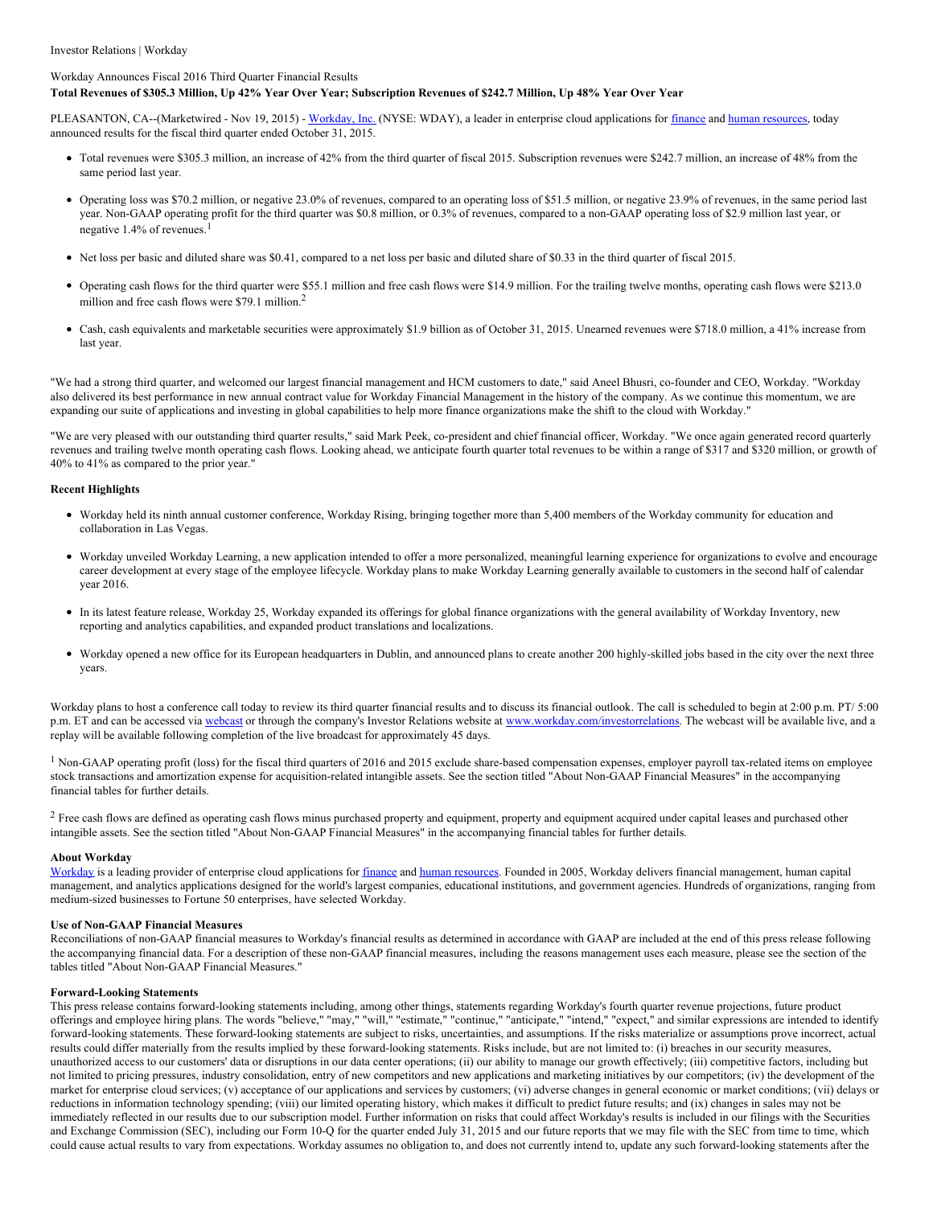Investor Relations | Workday

Workday Announces Fiscal 2016 Third Quarter Financial Results

**Total Revenues of $305.3 Million, Up 42% Year Over Year; Subscription Revenues of $242.7 Million, Up 48% Year Over Year**

PLEASANTON, CA--(Marketwired - Nov 19, 2015) - Workday, Inc. (NYSE: WDAY), a leader in enterprise cloud applications for finance and human resources, today announced results for the fiscal third quarter ended October 31, 2015.

- Total revenues were $305.3 million, an increase of 42% from the third quarter of fiscal 2015. Subscription revenues were $242.7 million, an increase of 48% from the same period last year.
- Operating loss was $70.2 million, or negative 23.0% of revenues, compared to an operating loss of $51.5 million, or negative 23.9% of revenues, in the same period last year. Non-GAAP operating profit for the third quarter was $0.8 million, or 0.3% of revenues, compared to a non-GAAP operating loss of $2.9 million last year, or negative 1.4% of revenues.[1]
- Net loss per basic and diluted share was $0.41, compared to a net loss per basic and diluted share of $0.33 in the third quarter of fiscal 2015.
- Operating cash flows for the third quarter were $55.1 million and free cash flows were $14.9 million. For the trailing twelve months, operating cash flows were $213.0 million and free cash flows were $79.1 million.[2]
- Cash, cash equivalents and marketable securities were approximately $1.9 billion as of October 31, 2015. Unearned revenues were $718.0 million, a 41% increase from last year.

"We had a strong third quarter, and welcomed our largest financial management and HCM customers to date," said Aneel Bhusri, co-founder and CEO, Workday. "Workday also delivered its best performance in new annual contract value for Workday Financial Management in the history of the company. As we continue this momentum, we are expanding our suite of applications and investing in global capabilities to help more finance organizations make the shift to the cloud with Workday."

"We are very pleased with our outstanding third quarter results," said Mark Peek, co-president and chief financial officer, Workday. "We once again generated record quarterly revenues and trailing twelve month operating cash flows. Looking ahead, we anticipate fourth quarter total revenues to be within a range of $317 and $320 million, or growth of 40% to 41% as compared to the prior year."

**Recent Highlights**

- Workday held its ninth annual customer conference, Workday Rising, bringing together more than 5,400 members of the Workday community for education and collaboration in Las Vegas.
- Workday unveiled Workday Learning, a new application intended to offer a more personalized, meaningful learning experience for organizations to evolve and encourage career development at every stage of the employee lifecycle. Workday plans to make Workday Learning generally available to customers in the second half of calendar year 2016.
- In its latest feature release, Workday 25, Workday expanded its offerings for global finance organizations with the general availability of Workday Inventory, new reporting and analytics capabilities, and expanded product translations and localizations.
- Workday opened a new office for its European headquarters in Dublin, and announced plans to create another 200 highly-skilled jobs based in the city over the next three years.

Workday plans to host a conference call today to review its third quarter financial results and to discuss its financial outlook. The call is scheduled to begin at 2:00 p.m. PT/ 5:00 p.m. ET and can be accessed via webcast or through the company's Investor Relations website at www.workday.com/investorrelations. The webcast will be available live, and a replay will be available following completion of the live broadcast for approximately 45 days.

[1] Non-GAAP operating profit (loss) for the fiscal third quarters of 2016 and 2015 exclude share-based compensation expenses, employer payroll tax-related items on employee stock transactions and amortization expense for acquisition-related intangible assets. See the section titled "About Non-GAAP Financial Measures" in the accompanying financial tables for further details.

[2] Free cash flows are defined as operating cash flows minus purchased property and equipment, property and equipment acquired under capital leases and purchased other intangible assets. See the section titled "About Non-GAAP Financial Measures" in the accompanying financial tables for further details.

**About Workday**

Workday is a leading provider of enterprise cloud applications for finance and human resources. Founded in 2005, Workday delivers financial management, human capital management, and analytics applications designed for the world's largest companies, educational institutions, and government agencies. Hundreds of organizations, ranging from medium-sized businesses to Fortune 50 enterprises, have selected Workday.

**Use of Non-GAAP Financial Measures**

Reconciliations of non-GAAP financial measures to Workday's financial results as determined in accordance with GAAP are included at the end of this press release following the accompanying financial data. For a description of these non-GAAP financial measures, including the reasons management uses each measure, please see the section of the tables titled "About Non-GAAP Financial Measures."

**Forward-Looking Statements**

This press release contains forward-looking statements including, among other things, statements regarding Workday's fourth quarter revenue projections, future product offerings and employee hiring plans. The words "believe," "may," "will," "estimate," "continue," "anticipate," "intend," "expect," and similar expressions are intended to identify forward-looking statements. These forward-looking statements are subject to risks, uncertainties, and assumptions. If the risks materialize or assumptions prove incorrect, actual results could differ materially from the results implied by these forward-looking statements. Risks include, but are not limited to: (i) breaches in our security measures, unauthorized access to our customers' data or disruptions in our data center operations; (ii) our ability to manage our growth effectively; (iii) competitive factors, including but not limited to pricing pressures, industry consolidation, entry of new competitors and new applications and marketing initiatives by our competitors; (iv) the development of the market for enterprise cloud services; (v) acceptance of our applications and services by customers; (vi) adverse changes in general economic or market conditions; (vii) delays or reductions in information technology spending; (viii) our limited operating history, which makes it difficult to predict future results; and (ix) changes in sales may not be immediately reflected in our results due to our subscription model. Further information on risks that could affect Workday's results is included in our filings with the Securities and Exchange Commission (SEC), including our Form 10-Q for the quarter ended July 31, 2015 and our future reports that we may file with the SEC from time to time, which could cause actual results to vary from expectations. Workday assumes no obligation to, and does not currently intend to, update any such forward-looking statements after the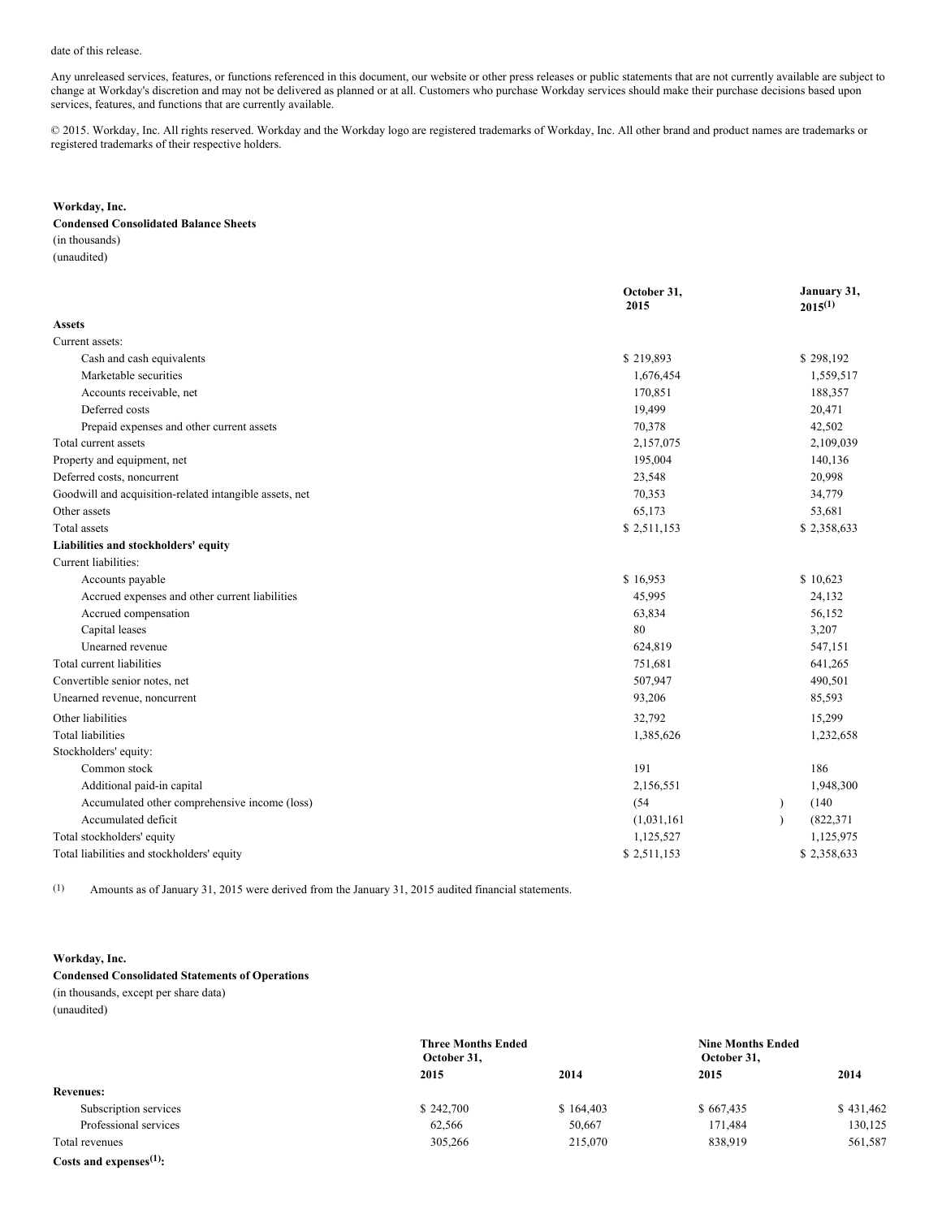date of this release.

Any unreleased services, features, or functions referenced in this document, our website or other press releases or public statements that are not currently available are subject to change at Workday's discretion and may not be delivered as planned or at all. Customers who purchase Workday services should make their purchase decisions based upon services, features, and functions that are currently available.

© 2015. Workday, Inc. All rights reserved. Workday and the Workday logo are registered trademarks of Workday, Inc. All other brand and product names are trademarks or registered trademarks of their respective holders.

**Workday, Inc.**
**Condensed Consolidated Balance Sheets**
(in thousands)
(unaudited)

| | October 31, 2015 | January 31, 2015[(1)] |
|---|---|---|
| **Assets** | | |
| Current assets: | | |
| Cash and cash equivalents | $ 219,893 | $ 298,192 |
| Marketable securities | 1,676,454 | 1,559,517 |
| Accounts receivable, net | 170,851 | 188,357 |
| Deferred costs | 19,499 | 20,471 |
| Prepaid expenses and other current assets | 70,378 | 42,502 |
| Total current assets | 2,157,075 | 2,109,039 |
| Property and equipment, net | 195,004 | 140,136 |
| Deferred costs, noncurrent | 23,548 | 20,998 |
| Goodwill and acquisition-related intangible assets, net | 70,353 | 34,779 |
| Other assets | 65,173 | 53,681 |
| Total assets | $ 2,511,153 | $ 2,358,633 |
| **Liabilities and stockholders' equity** | | |
| Current liabilities: | | |
| Accounts payable | $ 16,953 | $ 10,623 |
| Accrued expenses and other current liabilities | 45,995 | 24,132 |
| Accrued compensation | 63,834 | 56,152 |
| Capital leases | 80 | 3,207 |
| Unearned revenue | 624,819 | 547,151 |
| Total current liabilities | 751,681 | 641,265 |
| Convertible senior notes, net | 507,947 | 490,501 |
| Unearned revenue, noncurrent | 93,206 | 85,593 |
| Other liabilities | 32,792 | 15,299 |
| Total liabilities | 1,385,626 | 1,232,658 |
| Stockholders' equity: | | |
| Common stock | 191 | 186 |
| Additional paid-in capital | 2,156,551 | 1,948,300 |
| Accumulated other comprehensive income (loss) | (54) | (140) |
| Accumulated deficit | (1,031,161) | (822,371) |
| Total stockholders' equity | 1,125,527 | 1,125,975 |
| Total liabilities and stockholders' equity | $ 2,511,153 | $ 2,358,633 |

(1) Amounts as of January 31, 2015 were derived from the January 31, 2015 audited financial statements.

**Workday, Inc.**
**Condensed Consolidated Statements of Operations**
(in thousands, except per share data)
(unaudited)

| | Three Months Ended October 31, | | Nine Months Ended October 31, | |
|---|---|---|---|---|
| | 2015 | 2014 | 2015 | 2014 |
| **Revenues:** | | | | |
| Subscription services | $ 242,700 | $ 164,403 | $ 667,435 | $ 431,462 |
| Professional services | 62,566 | 50,667 | 171,484 | 130,125 |
| Total revenues | 305,266 | 215,070 | 838,919 | 561,587 |
| **Costs and expenses[(1)]:** | | | | |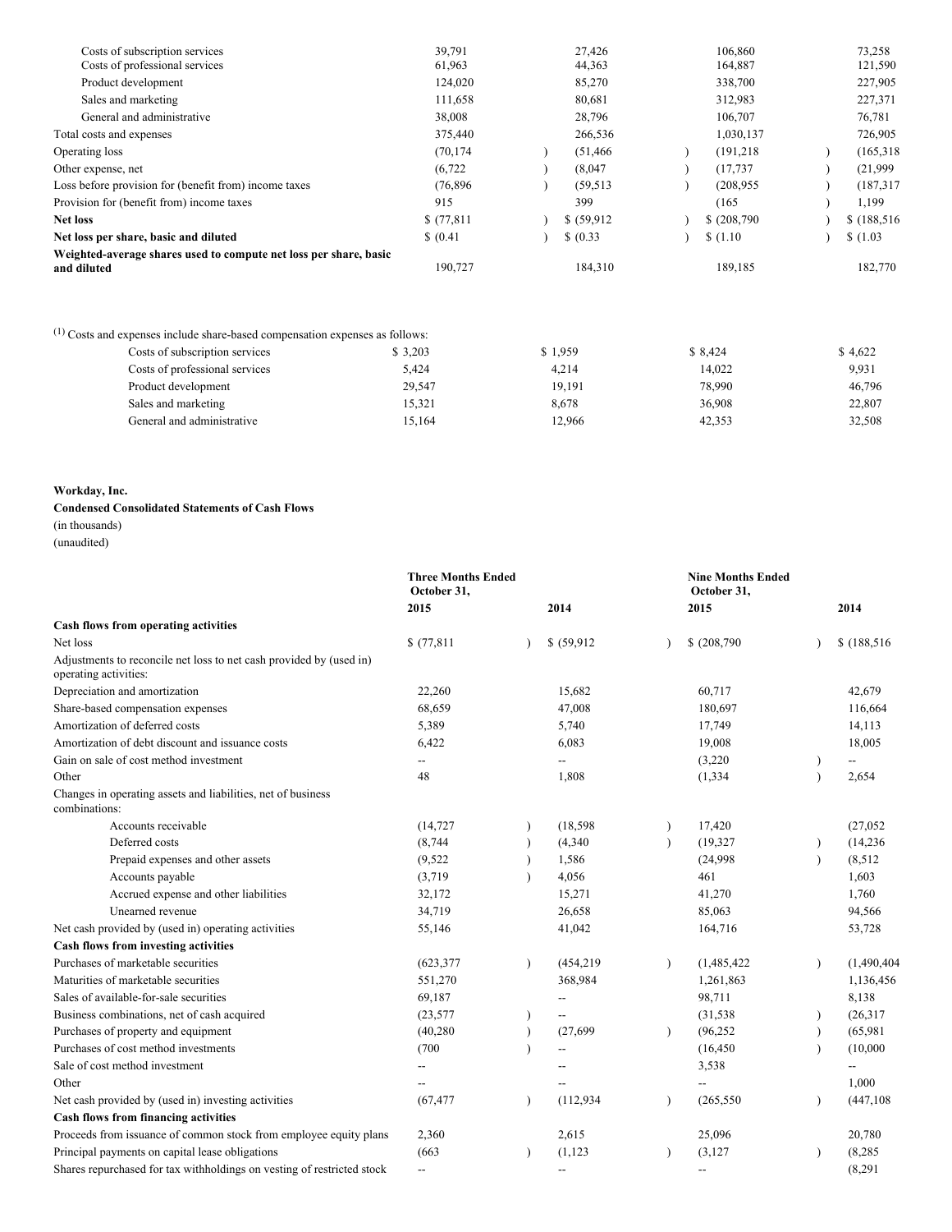| | | | | |
|---|---|---|---|---|
| Costs of subscription services | 39,791 | 27,426 | 106,860 | 73,258 |
| Costs of professional services | 61,963 | 44,363 | 164,887 | 121,590 |
| Product development | 124,020 | 85,270 | 338,700 | 227,905 |
| Sales and marketing | 111,658 | 80,681 | 312,983 | 227,371 |
| General and administrative | 38,008 | 28,796 | 106,707 | 76,781 |
| Total costs and expenses | 375,440 | 266,536 | 1,030,137 | 726,905 |
| Operating loss | (70,174) | (51,466) | (191,218) | (165,318) |
| Other expense, net | (6,722) | (8,047) | (17,737) | (21,999) |
| Loss before provision for (benefit from) income taxes | (76,896) | (59,513) | (208,955) | (187,317) |
| Provision for (benefit from) income taxes | 915 | 399 | (165) | 1,199 |
| **Net loss** | $ (77,811) | $ (59,912) | $ (208,790) | $ (188,516) |
| **Net loss per share, basic and diluted** | $ (0.41) | $ (0.33) | $ (1.10) | $ (1.03) |
| **Weighted-average shares used to compute net loss per share, basic and diluted** | 190,727 | 184,310 | 189,185 | 182,770 |

(1) Costs and expenses include share-based compensation expenses as follows:

| | | | | |
|---|---|---|---|---|
| Costs of subscription services | $ 3,203 | $ 1,959 | $ 8,424 | $ 4,622 |
| Costs of professional services | 5,424 | 4,214 | 14,022 | 9,931 |
| Product development | 29,547 | 19,191 | 78,990 | 46,796 |
| Sales and marketing | 15,321 | 8,678 | 36,908 | 22,807 |
| General and administrative | 15,164 | 12,966 | 42,353 | 32,508 |

**Workday, Inc.**
**Condensed Consolidated Statements of Cash Flows**
(in thousands)
(unaudited)

| | Three Months Ended October 31, | | Nine Months Ended October 31, | |
|---|---|---|---|---|
| | **2015** | **2014** | **2015** | **2014** |
| **Cash flows from operating activities** | | | | |
| Net loss | $ (77,811) | $ (59,912) | $ (208,790) | $ (188,516) |
| Adjustments to reconcile net loss to net cash provided by (used in) operating activities: | | | | |
| Depreciation and amortization | 22,260 | 15,682 | 60,717 | 42,679 |
| Share-based compensation expenses | 68,659 | 47,008 | 180,697 | 116,664 |
| Amortization of deferred costs | 5,389 | 5,740 | 17,749 | 14,113 |
| Amortization of debt discount and issuance costs | 6,422 | 6,083 | 19,008 | 18,005 |
| Gain on sale of cost method investment | -- | -- | (3,220) | -- |
| Other | 48 | 1,808 | (1,334) | 2,654 |
| Changes in operating assets and liabilities, net of business combinations: | | | | |
| Accounts receivable | (14,727) | (18,598) | 17,420 | (27,052) |
| Deferred costs | (8,744) | (4,340) | (19,327) | (14,236) |
| Prepaid expenses and other assets | (9,522) | 1,586 | (24,998) | (8,512) |
| Accounts payable | (3,719) | 4,056 | 461 | 1,603 |
| Accrued expense and other liabilities | 32,172 | 15,271 | 41,270 | 1,760 |
| Unearned revenue | 34,719 | 26,658 | 85,063 | 94,566 |
| Net cash provided by (used in) operating activities | 55,146 | 41,042 | 164,716 | 53,728 |
| **Cash flows from investing activities** | | | | |
| Purchases of marketable securities | (623,377) | (454,219) | (1,485,422) | (1,490,404) |
| Maturities of marketable securities | 551,270 | 368,984 | 1,261,863 | 1,136,456 |
| Sales of available-for-sale securities | 69,187 | -- | 98,711 | 8,138 |
| Business combinations, net of cash acquired | (23,577) | -- | (31,538) | (26,317) |
| Purchases of property and equipment | (40,280) | (27,699) | (96,252) | (65,981) |
| Purchases of cost method investments | (700) | -- | (16,450) | (10,000) |
| Sale of cost method investment | -- | -- | 3,538 | -- |
| Other | -- | -- | -- | 1,000 |
| Net cash provided by (used in) investing activities | (67,477) | (112,934) | (265,550) | (447,108) |
| **Cash flows from financing activities** | | | | |
| Proceeds from issuance of common stock from employee equity plans | 2,360 | 2,615 | 25,096 | 20,780 |
| Principal payments on capital lease obligations | (663) | (1,123) | (3,127) | (8,285) |
| Shares repurchased for tax withholdings on vesting of restricted stock | -- | -- | -- | (8,291) |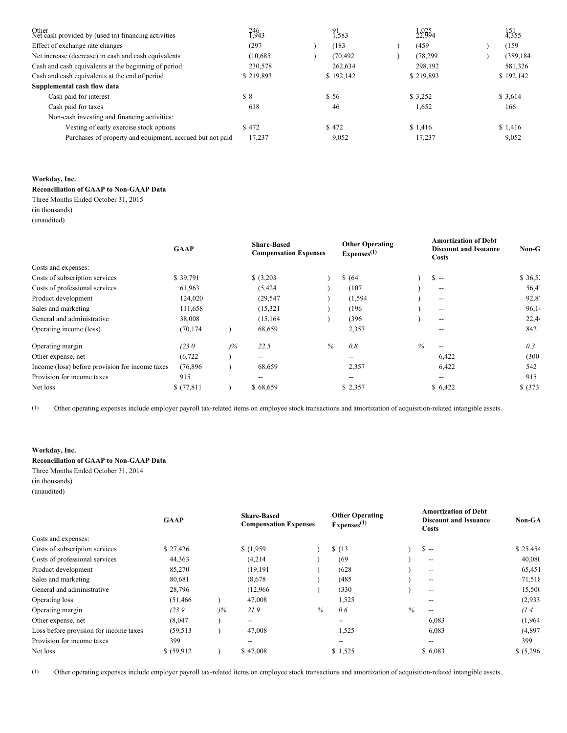| | | | | |
|---|---|---|---|---|
| Other | 246 | 91 | 1,025 | 151 |
| Net cash provided by (used in) financing activities | 1,943 | 1,583 | 22,994 | 4,355 |
| Effect of exchange rate changes | (297) | (183) | (459) | (159) |
| Net increase (decrease) in cash and cash equivalents | (10,685) | (70,492) | (78,299) | (389,184) |
| Cash and cash equivalents at the beginning of period | 230,578 | 262,634 | 298,192 | 581,326 |
| Cash and cash equivalents at the end of period | $ 219,893 | $ 192,142 | $ 219,893 | $ 192,142 |
| **Supplemental cash flow data** | | | | |
| Cash paid for interest | $ 8 | $ 56 | $ 3,252 | $ 3,614 |
| Cash paid for taxes | 618 | 46 | 1,652 | 166 |
| Non-cash investing and financing activities: | | | | |
| Vesting of early exercise stock options | $ 472 | $ 472 | $ 1,416 | $ 1,416 |
| Purchases of property and equipment, accrued but not paid | 17,237 | 9,052 | 17,237 | 9,052 |

**Workday, Inc.**
**Reconciliation of GAAP to Non-GAAP Data**
Three Months Ended October 31, 2015
(in thousands)
(unaudited)

| | GAAP | Share-Based Compensation Expenses | Other Operating Expenses[(1)] | Amortization of Debt Discount and Issuance Costs | Non-G |
|---|---|---|---|---|---|
| Costs and expenses: | | | | | |
| Costs of subscription services | $ 39,791 | $ (3,203) | $ (64) | $ -- | $ 36,5 |
| Costs of professional services | 61,963 | (5,424) | (107) | -- | 56,4 |
| Product development | 124,020 | (29,547) | (1,594) | -- | 92,8 |
| Sales and marketing | 111,658 | (15,321) | (196) | -- | 96,1 |
| General and administrative | 38,008 | (15,164) | (396) | -- | 22,4 |
| Operating income (loss) | (70,174) | 68,659 | 2,357 | -- | 842 |
| Operating margin | *(23.0)%* | *22.5 %* | *0.8 %* | -- | *0.3* |
| Other expense, net | (6,722) | -- | -- | 6,422 | (300 |
| Income (loss) before provision for income taxes | (76,896) | 68,659 | 2,357 | 6,422 | 542 |
| Provision for income taxes | 915 | -- | -- | -- | 915 |
| Net loss | $ (77,811) | $ 68,659 | $ 2,357 | $ 6,422 | $ (373 |

(1) Other operating expenses include employer payroll tax-related items on employee stock transactions and amortization of acquisition-related intangible assets.

**Workday, Inc.**
**Reconciliation of GAAP to Non-GAAP Data**
Three Months Ended October 31, 2014
(in thousands)
(unaudited)

| | GAAP | Share-Based Compensation Expenses | Other Operating Expenses[(1)] | Amortization of Debt Discount and Issuance Costs | Non-GA |
|---|---|---|---|---|---|
| Costs and expenses: | | | | | |
| Costs of subscription services | $ 27,426 | $ (1,959) | $ (13) | $ -- | $ 25,454 |
| Costs of professional services | 44,363 | (4,214) | (69) | -- | 40,08 |
| Product development | 85,270 | (19,191) | (628) | -- | 65,451 |
| Sales and marketing | 80,681 | (8,678) | (485) | -- | 71,518 |
| General and administrative | 28,796 | (12,966) | (330) | -- | 15,50 |
| Operating loss | (51,466) | 47,008 | 1,525 | -- | (2,933 |
| Operating margin | *(23.9)%* | *21.9 %* | *0.6 %* | -- | *(1.4* |
| Other expense, net | (8,047) | -- | -- | 6,083 | (1,964 |
| Loss before provision for income taxes | (59,513) | 47,008 | 1,525 | 6,083 | (4,897 |
| Provision for income taxes | 399 | -- | -- | -- | 399 |
| Net loss | $ (59,912) | $ 47,008 | $ 1,525 | $ 6,083 | $ (5,296 |

(1) Other operating expenses include employer payroll tax-related items on employee stock transactions and amortization of acquisition-related intangible assets.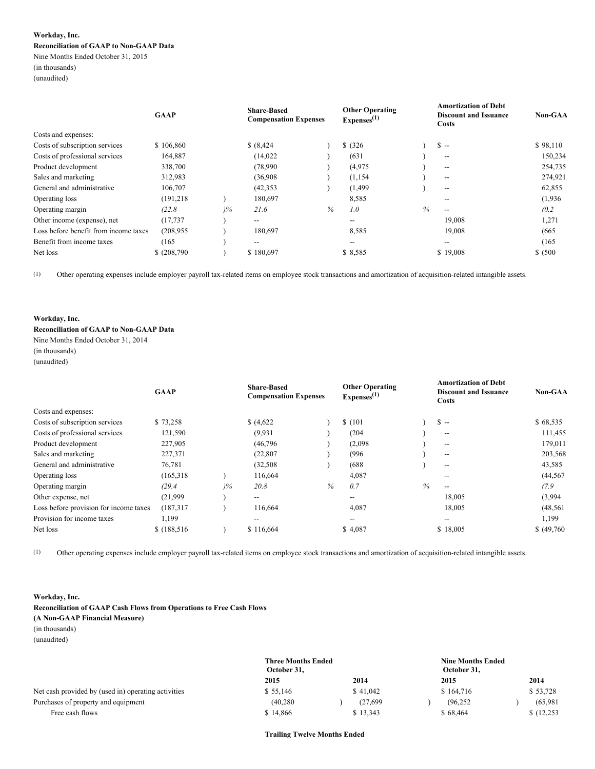**Workday, Inc.**
**Reconciliation of GAAP to Non-GAAP Data**
Nine Months Ended October 31, 2015
(in thousands)
(unaudited)

| | GAAP | Share-Based Compensation Expenses | Other Operating Expenses[(1)] | Amortization of Debt Discount and Issuance Costs | Non-GAA |
|---|---|---|---|---|---|
| Costs and expenses: | | | | | |
| Costs of subscription services | $ 106,860 | $ (8,424) | $ (326) | $ -- | $ 98,110 |
| Costs of professional services | 164,887 | (14,022) | (631) | -- | 150,234 |
| Product development | 338,700 | (78,990) | (4,975) | -- | 254,735 |
| Sales and marketing | 312,983 | (36,908) | (1,154) | -- | 274,921 |
| General and administrative | 106,707 | (42,353) | (1,499) | -- | 62,855 |
| Operating loss | (191,218) | 180,697 | 8,585 | -- | (1,936 |
| Operating margin | *(22.8)%* | *21.6 %* | *1.0 %* | -- | *(0.2* |
| Other income (expense), net | (17,737) | -- | -- | 19,008 | 1,271 |
| Loss before benefit from income taxes | (208,955) | 180,697 | 8,585 | 19,008 | (665 |
| Benefit from income taxes | (165) | -- | -- | -- | (165 |
| Net loss | $ (208,790) | $ 180,697 | $ 8,585 | $ 19,008 | $ (500 |

(1) Other operating expenses include employer payroll tax-related items on employee stock transactions and amortization of acquisition-related intangible assets.

**Workday, Inc.**
**Reconciliation of GAAP to Non-GAAP Data**
Nine Months Ended October 31, 2014
(in thousands)
(unaudited)

| | GAAP | Share-Based Compensation Expenses | Other Operating Expenses[(1)] | Amortization of Debt Discount and Issuance Costs | Non-GAA |
|---|---|---|---|---|---|
| Costs and expenses: | | | | | |
| Costs of subscription services | $ 73,258 | $ (4,622) | $ (101) | $ -- | $ 68,535 |
| Costs of professional services | 121,590 | (9,931) | (204) | -- | 111,455 |
| Product development | 227,905 | (46,796) | (2,098) | -- | 179,011 |
| Sales and marketing | 227,371 | (22,807) | (996) | -- | 203,568 |
| General and administrative | 76,781 | (32,508) | (688) | -- | 43,585 |
| Operating loss | (165,318) | 116,664 | 4,087 | -- | (44,567 |
| Operating margin | *(29.4)%* | *20.8 %* | *0.7 %* | -- | *(7.9* |
| Other expense, net | (21,999) | -- | -- | 18,005 | (3,994 |
| Loss before provision for income taxes | (187,317) | 116,664 | 4,087 | 18,005 | (48,561 |
| Provision for income taxes | 1,199 | -- | -- | -- | 1,199 |
| Net loss | $ (188,516) | $ 116,664 | $ 4,087 | $ 18,005 | $ (49,760 |

(1) Other operating expenses include employer payroll tax-related items on employee stock transactions and amortization of acquisition-related intangible assets.

**Workday, Inc.**
**Reconciliation of GAAP Cash Flows from Operations to Free Cash Flows**
**(A Non-GAAP Financial Measure)**
(in thousands)
(unaudited)

| | Three Months Ended October 31, | | Nine Months Ended October 31, | |
|---|---|---|---|---|
| | 2015 | 2014 | 2015 | 2014 |
| Net cash provided by (used in) operating activities | $ 55,146 | $ 41,042 | $ 164,716 | $ 53,728 |
| Purchases of property and equipment | (40,280) | (27,699) | (96,252) | (65,981) |
| Free cash flows | $ 14,866 | $ 13,343 | $ 68,464 | $ (12,253 |

**Trailing Twelve Months Ended**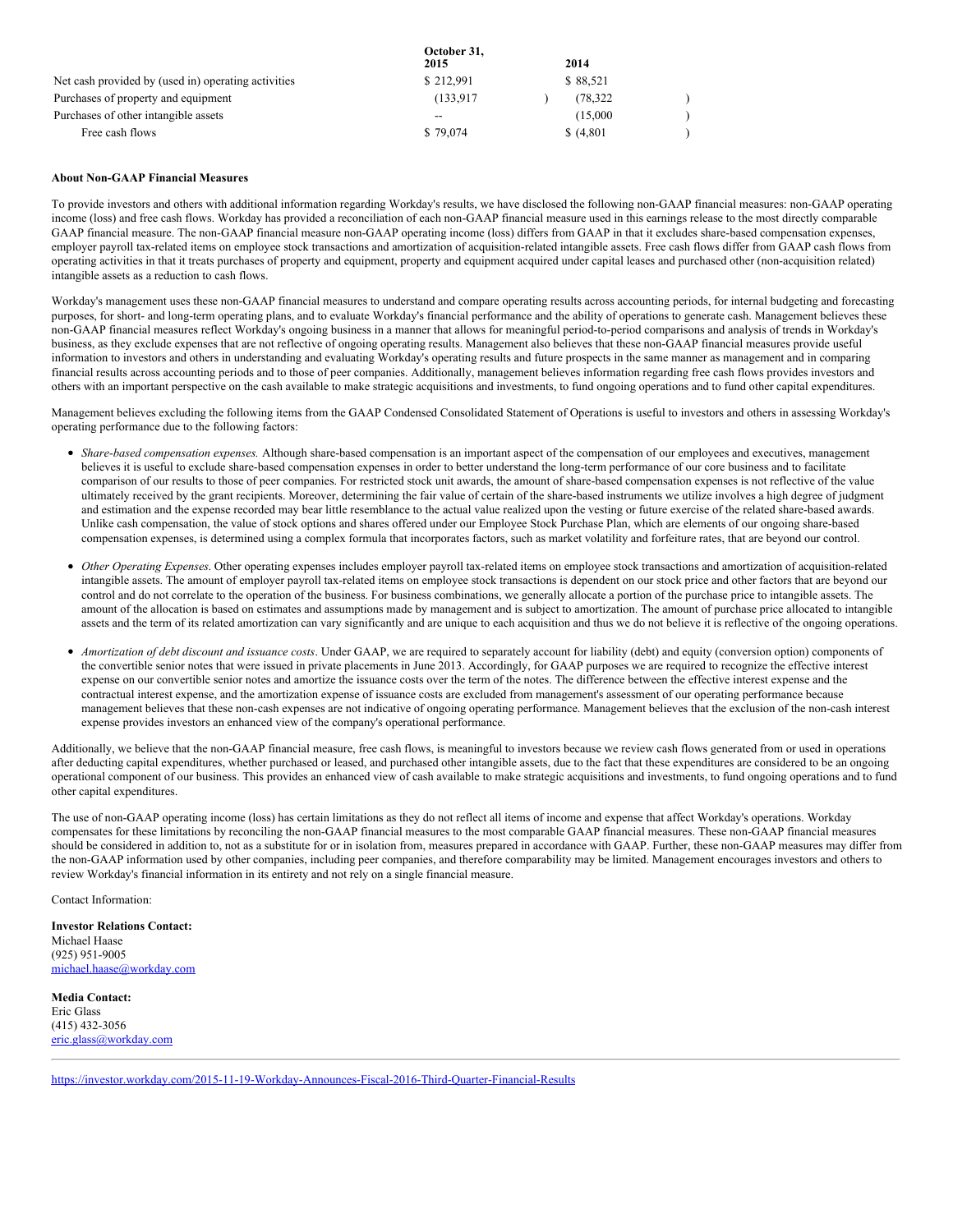| | October 31, 2015 | 2014 |
| --- | --- | --- |
| Net cash provided by (used in) operating activities | $ 212,991 | $ 88,521 |
| Purchases of property and equipment | (133,917) | (78,322) |
| Purchases of other intangible assets | -- | (15,000) |
| Free cash flows | $ 79,074 | $ (4,801) |

**About Non-GAAP Financial Measures**

To provide investors and others with additional information regarding Workday's results, we have disclosed the following non-GAAP financial measures: non-GAAP operating income (loss) and free cash flows. Workday has provided a reconciliation of each non-GAAP financial measure used in this earnings release to the most directly comparable GAAP financial measure. The non-GAAP financial measure non-GAAP operating income (loss) differs from GAAP in that it excludes share-based compensation expenses, employer payroll tax-related items on employee stock transactions and amortization of acquisition-related intangible assets. Free cash flows differ from GAAP cash flows from operating activities in that it treats purchases of property and equipment, property and equipment acquired under capital leases and purchased other (non-acquisition related) intangible assets as a reduction to cash flows.

Workday's management uses these non-GAAP financial measures to understand and compare operating results across accounting periods, for internal budgeting and forecasting purposes, for short- and long-term operating plans, and to evaluate Workday's financial performance and the ability of operations to generate cash. Management believes these non-GAAP financial measures reflect Workday's ongoing business in a manner that allows for meaningful period-to-period comparisons and analysis of trends in Workday's business, as they exclude expenses that are not reflective of ongoing operating results. Management also believes that these non-GAAP financial measures provide useful information to investors and others in understanding and evaluating Workday's operating results and future prospects in the same manner as management and in comparing financial results across accounting periods and to those of peer companies. Additionally, management believes information regarding free cash flows provides investors and others with an important perspective on the cash available to make strategic acquisitions and investments, to fund ongoing operations and to fund other capital expenditures.

Management believes excluding the following items from the GAAP Condensed Consolidated Statement of Operations is useful to investors and others in assessing Workday's operating performance due to the following factors:

- *Share-based compensation expenses.* Although share-based compensation is an important aspect of the compensation of our employees and executives, management believes it is useful to exclude share-based compensation expenses in order to better understand the long-term performance of our core business and to facilitate comparison of our results to those of peer companies. For restricted stock unit awards, the amount of share-based compensation expenses is not reflective of the value ultimately received by the grant recipients. Moreover, determining the fair value of certain of the share-based instruments we utilize involves a high degree of judgment and estimation and the expense recorded may bear little resemblance to the actual value realized upon the vesting or future exercise of the related share-based awards. Unlike cash compensation, the value of stock options and shares offered under our Employee Stock Purchase Plan, which are elements of our ongoing share-based compensation expenses, is determined using a complex formula that incorporates factors, such as market volatility and forfeiture rates, that are beyond our control.

- *Other Operating Expenses*. Other operating expenses includes employer payroll tax-related items on employee stock transactions and amortization of acquisition-related intangible assets. The amount of employer payroll tax-related items on employee stock transactions is dependent on our stock price and other factors that are beyond our control and do not correlate to the operation of the business. For business combinations, we generally allocate a portion of the purchase price to intangible assets. The amount of the allocation is based on estimates and assumptions made by management and is subject to amortization. The amount of purchase price allocated to intangible assets and the term of its related amortization can vary significantly and are unique to each acquisition and thus we do not believe it is reflective of the ongoing operations.

- *Amortization of debt discount and issuance costs*. Under GAAP, we are required to separately account for liability (debt) and equity (conversion option) components of the convertible senior notes that were issued in private placements in June 2013. Accordingly, for GAAP purposes we are required to recognize the effective interest expense on our convertible senior notes and amortize the issuance costs over the term of the notes. The difference between the effective interest expense and the contractual interest expense, and the amortization expense of issuance costs are excluded from management's assessment of our operating performance because management believes that these non-cash expenses are not indicative of ongoing operating performance. Management believes that the exclusion of the non-cash interest expense provides investors an enhanced view of the company's operational performance.

Additionally, we believe that the non-GAAP financial measure, free cash flows, is meaningful to investors because we review cash flows generated from or used in operations after deducting capital expenditures, whether purchased or leased, and purchased other intangible assets, due to the fact that these expenditures are considered to be an ongoing operational component of our business. This provides an enhanced view of cash available to make strategic acquisitions and investments, to fund ongoing operations and to fund other capital expenditures.

The use of non-GAAP operating income (loss) has certain limitations as they do not reflect all items of income and expense that affect Workday's operations. Workday compensates for these limitations by reconciling the non-GAAP financial measures to the most comparable GAAP financial measures. These non-GAAP financial measures should be considered in addition to, not as a substitute for or in isolation from, measures prepared in accordance with GAAP. Further, these non-GAAP measures may differ from the non-GAAP information used by other companies, including peer companies, and therefore comparability may be limited. Management encourages investors and others to review Workday's financial information in its entirety and not rely on a single financial measure.

Contact Information:

**Investor Relations Contact:**
Michael Haase
(925) 951-9005
michael.haase@workday.com

**Media Contact:**
Eric Glass
(415) 432-3056
eric.glass@workday.com

https://investor.workday.com/2015-11-19-Workday-Announces-Fiscal-2016-Third-Quarter-Financial-Results